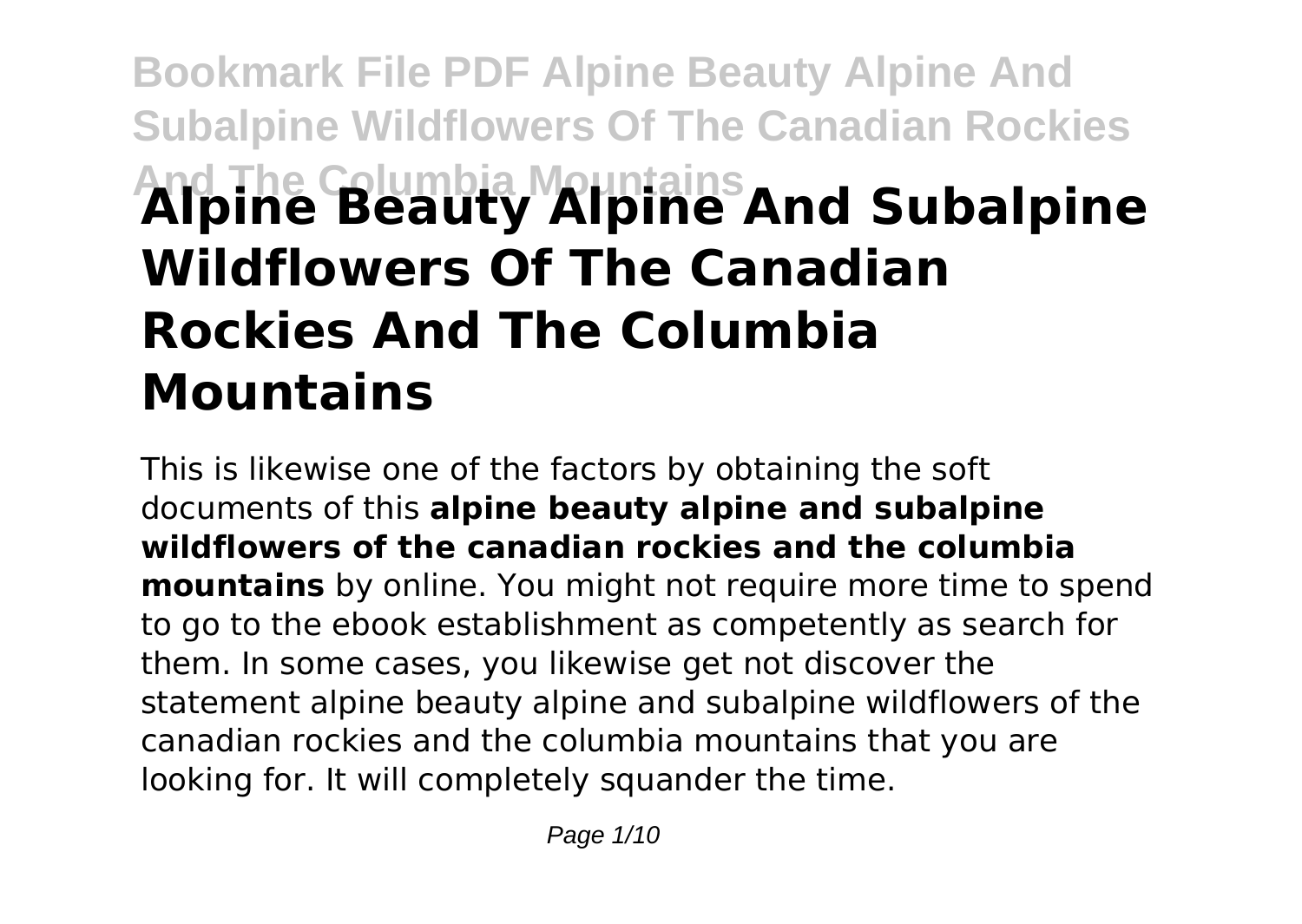# Alpine Beauty Alpine And Subalpine Wildflowers Of The Canadian Rockies And The Columbia Mountains

This is likewise one of the factors by obtaining the soft documents of this **alpine beauty alpine and subalpine wildflowers of the canadian rockies and the columbia mountains** by online. You might not require more time to spend to go to the ebook establishment as competently as search for them. In some cases, you likewise get not discover the statement alpine beauty alpine and subalpine wildflowers of the canadian rockies and the columbia mountains that you are looking for. It will completely squander the time.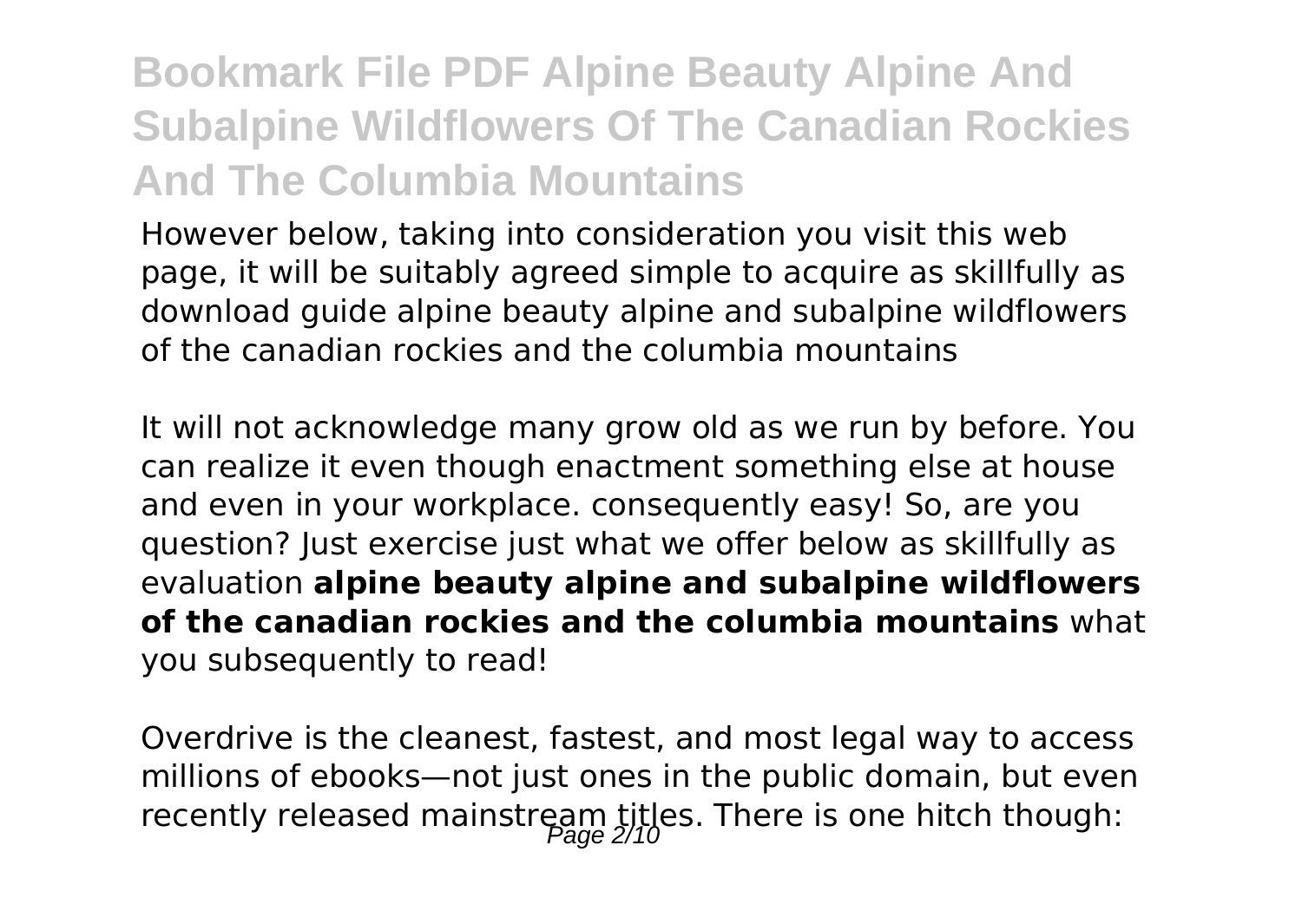However below, taking into consideration you visit this web page, it will be suitably agreed simple to acquire as skillfully as download guide alpine beauty alpine and subalpine wildflowers of the canadian rockies and the columbia mountains

It will not acknowledge many grow old as we run by before. You can realize it even though enactment something else at house and even in your workplace. consequently easy! So, are you question? Just exercise just what we offer below as skillfully as evaluation **alpine beauty alpine and subalpine wildflowers of the canadian rockies and the columbia mountains** what you subsequently to read!

Overdrive is the cleanest, fastest, and most legal way to access millions of ebooks—not just ones in the public domain, but even recently released mainstream titles. There is one hitch though: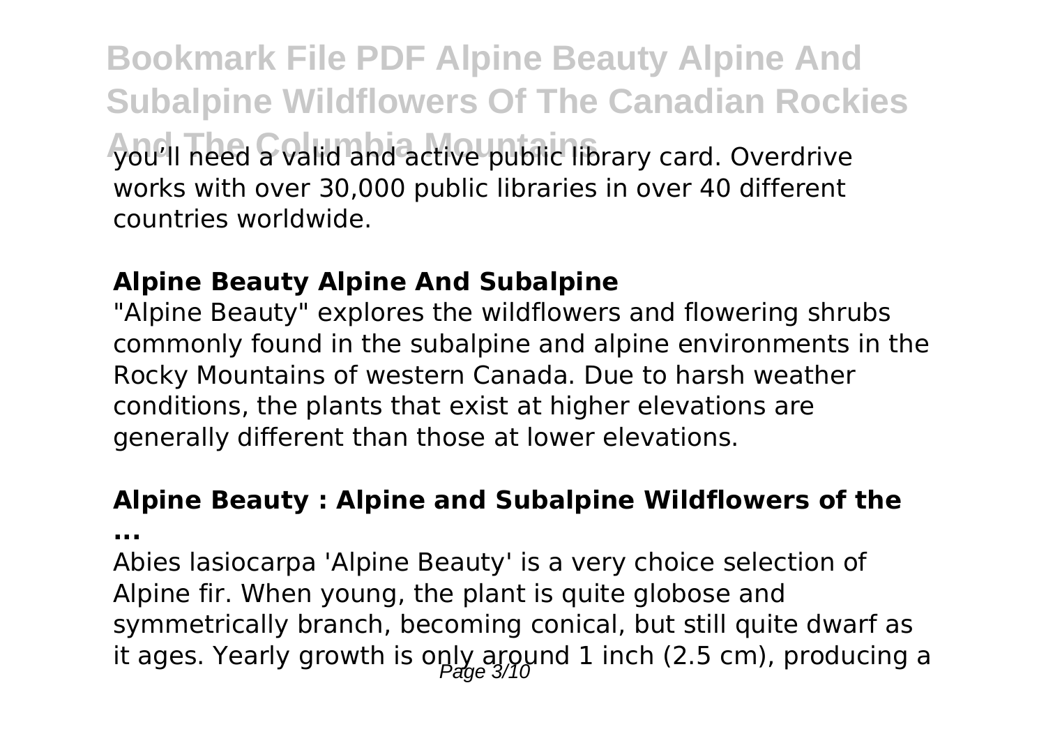you'll need a valid and active public library card. Overdrive works with over 30,000 public libraries in over 40 different countries worldwide.

## Alpine Beauty Alpine And Subalpine

"Alpine Beauty" explores the wildflowers and flowering shrubs commonly found in the subalpine and alpine environments in the Rocky Mountains of western Canada. Due to harsh weather conditions, the plants that exist at higher elevations are generally different than those at lower elevations.

## Alpine Beauty : Alpine and Subalpine Wildflowers of the ...

Abies lasiocarpa 'Alpine Beauty' is a very choice selection of Alpine fir. When young, the plant is quite globose and symmetrically branch, becoming conical, but still quite dwarf as it ages. Yearly growth is only around 1 inch (2.5 cm), producing a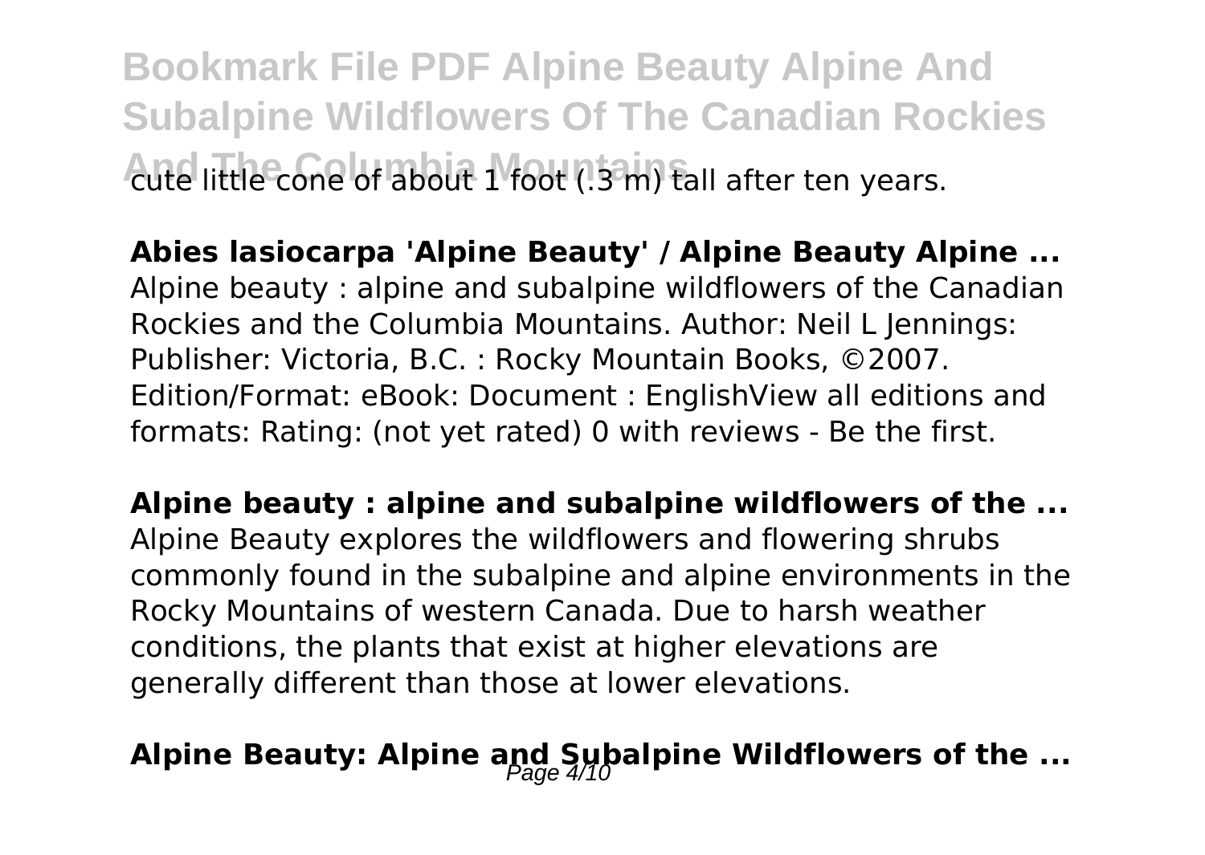cute little cone of about 1 foot (.3 m) tall after ten years.

**Abies lasiocarpa 'Alpine Beauty' / Alpine Beauty Alpine ...**
Alpine beauty : alpine and subalpine wildflowers of the Canadian Rockies and the Columbia Mountains. Author: Neil L Jennings: Publisher: Victoria, B.C. : Rocky Mountain Books, ©2007. Edition/Format: eBook: Document : EnglishView all editions and formats: Rating: (not yet rated) 0 with reviews - Be the first.

**Alpine beauty : alpine and subalpine wildflowers of the ...**
Alpine Beauty explores the wildflowers and flowering shrubs commonly found in the subalpine and alpine environments in the Rocky Mountains of western Canada. Due to harsh weather conditions, the plants that exist at higher elevations are generally different than those at lower elevations.

## Alpine Beauty: Alpine and Subalpine Wildflowers of the ...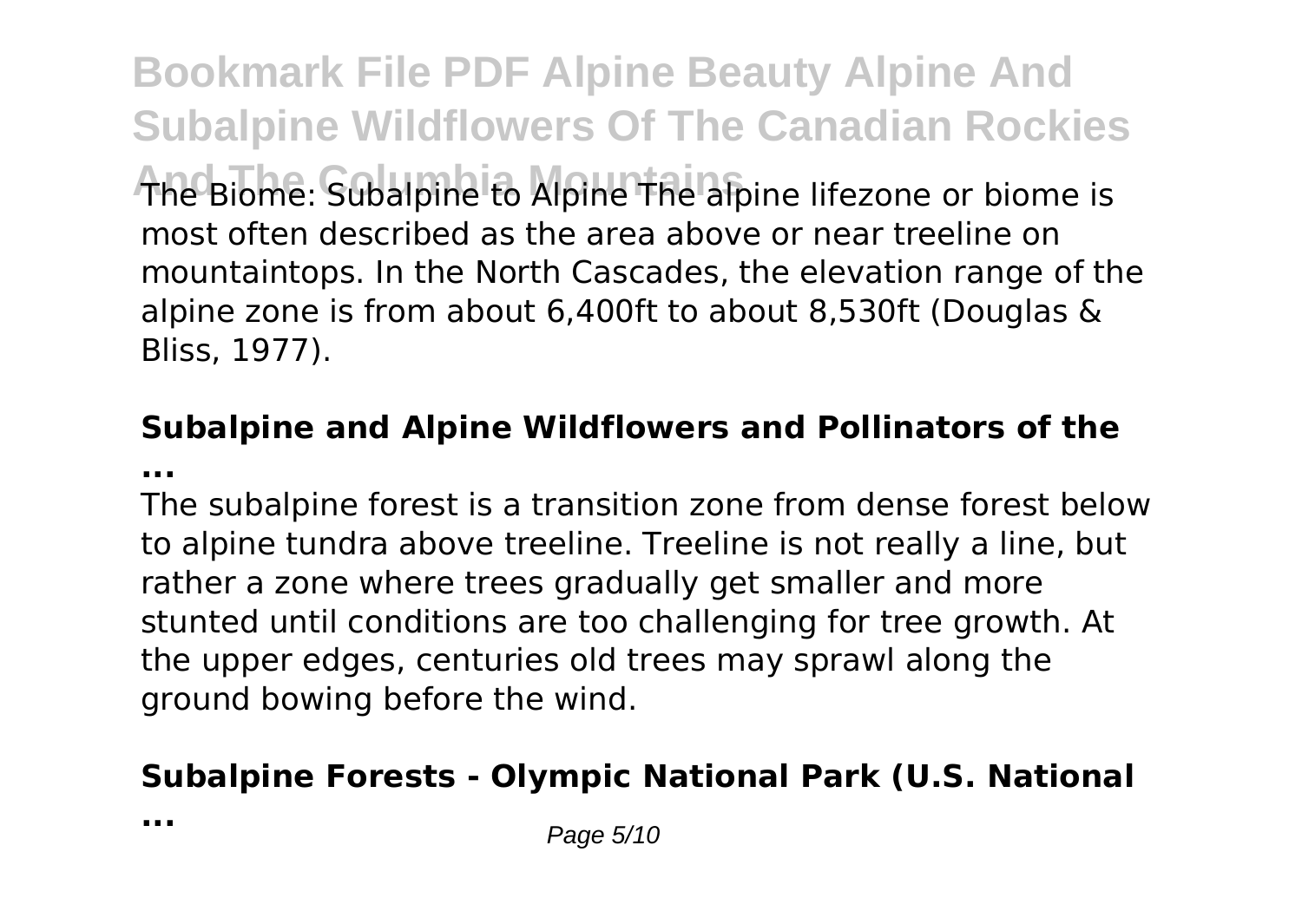The Biome: Subalpine to Alpine The alpine lifezone or biome is most often described as the area above or near treeline on mountaintops. In the North Cascades, the elevation range of the alpine zone is from about 6,400ft to about 8,530ft (Douglas & Bliss, 1977).

## Subalpine and Alpine Wildflowers and Pollinators of the ...

The subalpine forest is a transition zone from dense forest below to alpine tundra above treeline. Treeline is not really a line, but rather a zone where trees gradually get smaller and more stunted until conditions are too challenging for tree growth. At the upper edges, centuries old trees may sprawl along the ground bowing before the wind.

## Subalpine Forests - Olympic National Park (U.S. National ...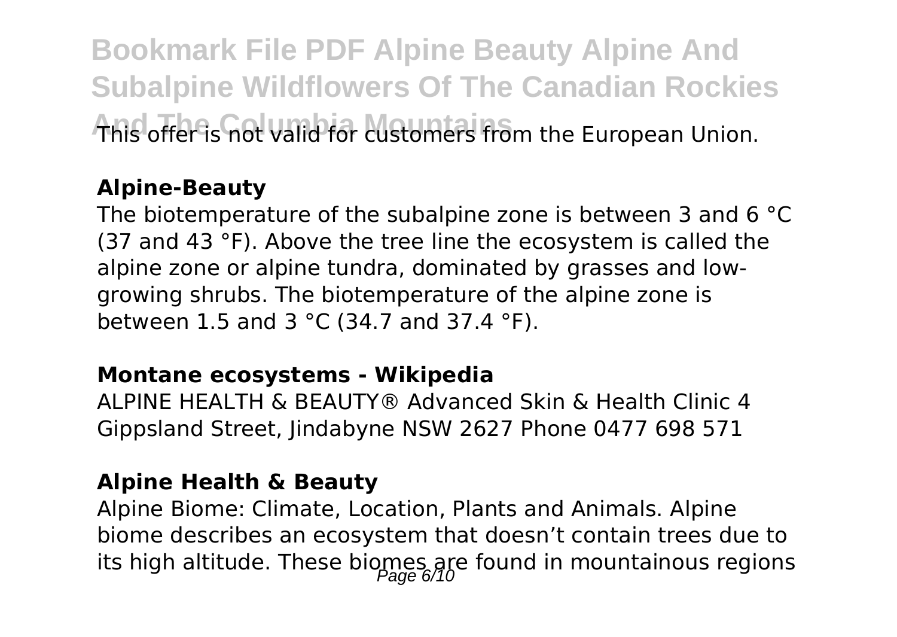This offer is not valid for customers from the European Union.

**Alpine-Beauty**

The biotemperature of the subalpine zone is between 3 and 6 °C (37 and 43 °F). Above the tree line the ecosystem is called the alpine zone or alpine tundra, dominated by grasses and low-growing shrubs. The biotemperature of the alpine zone is between 1.5 and 3 °C (34.7 and 37.4 °F).

**Montane ecosystems - Wikipedia**

ALPINE HEALTH & BEAUTY® Advanced Skin & Health Clinic 4 Gippsland Street, Jindabyne NSW 2627 Phone 0477 698 571

**Alpine Health & Beauty**

Alpine Biome: Climate, Location, Plants and Animals. Alpine biome describes an ecosystem that doesn't contain trees due to its high altitude. These biomes are found in mountainous regions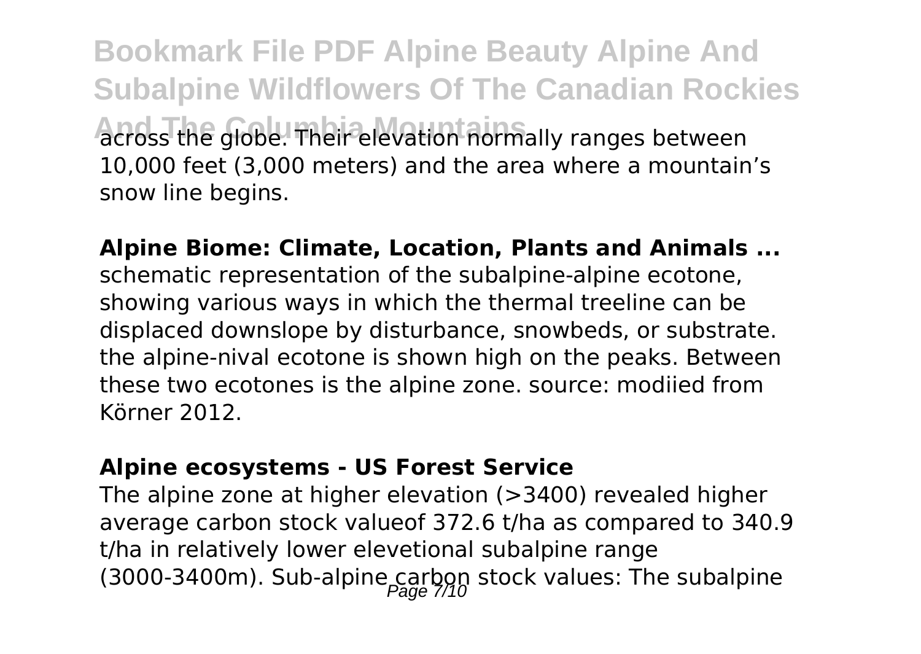across the globe. Their elevation normally ranges between 10,000 feet (3,000 meters) and the area where a mountain's snow line begins.

**Alpine Biome: Climate, Location, Plants and Animals ...**

schematic representation of the subalpine-alpine ecotone, showing various ways in which the thermal treeline can be displaced downslope by disturbance, snowbeds, or substrate. the alpine-nival ecotone is shown high on the peaks. Between these two ecotones is the alpine zone. source: modiied from Körner 2012.

**Alpine ecosystems - US Forest Service**

The alpine zone at higher elevation (>3400) revealed higher average carbon stock valueof 372.6 t/ha as compared to 340.9 t/ha in relatively lower elevetional subalpine range (3000-3400m). Sub-alpine carbon stock values: The subalpine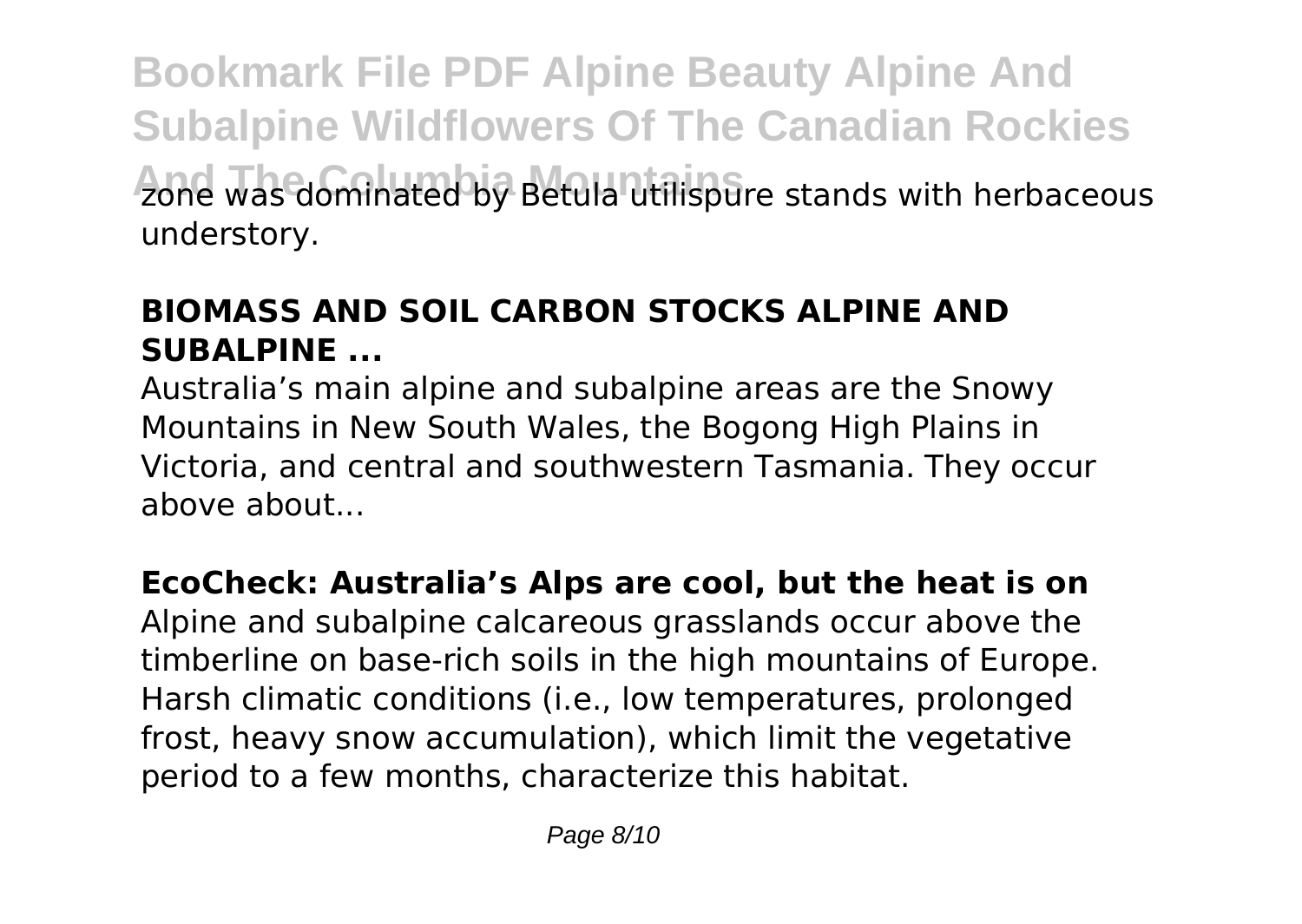zone was dominated by Betula utilispure stands with herbaceous understory.

### **BIOMASS AND SOIL CARBON STOCKS ALPINE AND SUBALPINE ...**

Australia's main alpine and subalpine areas are the Snowy Mountains in New South Wales, the Bogong High Plains in Victoria, and central and southwestern Tasmania. They occur above about...

### **EcoCheck: Australia's Alps are cool, but the heat is on**

Alpine and subalpine calcareous grasslands occur above the timberline on base-rich soils in the high mountains of Europe. Harsh climatic conditions (i.e., low temperatures, prolonged frost, heavy snow accumulation), which limit the vegetative period to a few months, characterize this habitat.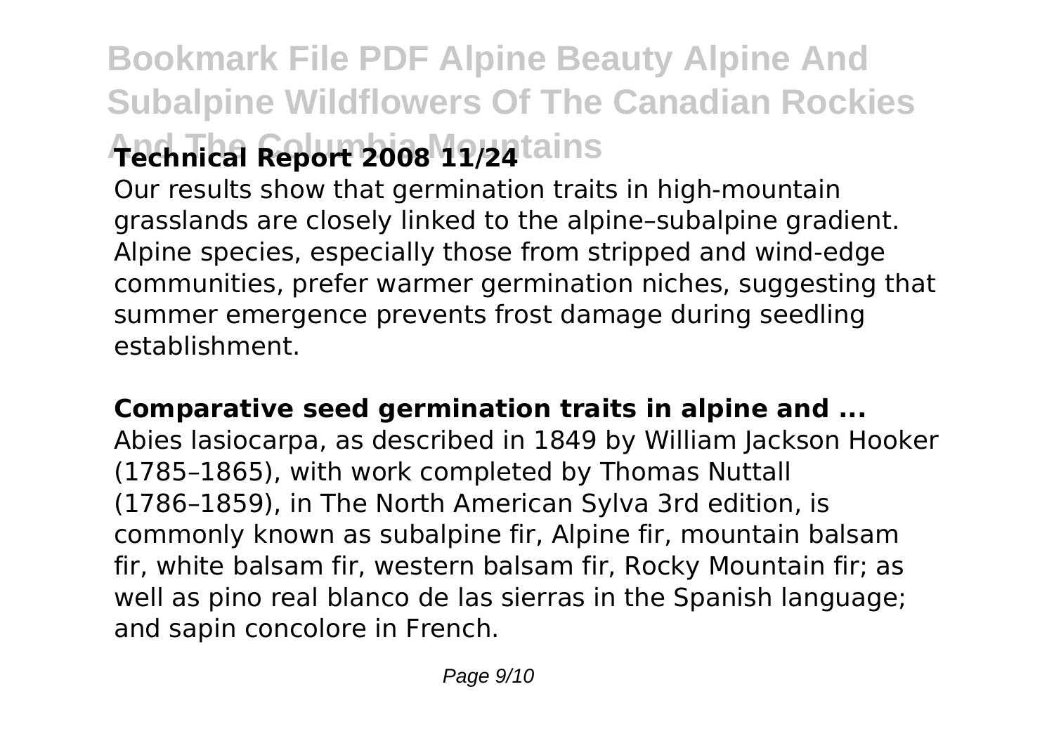**Technical Report 2008 11/24**

Our results show that germination traits in high-mountain grasslands are closely linked to the alpine–subalpine gradient. Alpine species, especially those from stripped and wind-edge communities, prefer warmer germination niches, suggesting that summer emergence prevents frost damage during seedling establishment.

**Comparative seed germination traits in alpine and ...**

Abies lasiocarpa, as described in 1849 by William Jackson Hooker (1785–1865), with work completed by Thomas Nuttall (1786–1859), in The North American Sylva 3rd edition, is commonly known as subalpine fir, Alpine fir, mountain balsam fir, white balsam fir, western balsam fir, Rocky Mountain fir; as well as pino real blanco de las sierras in the Spanish language; and sapin concolore in French.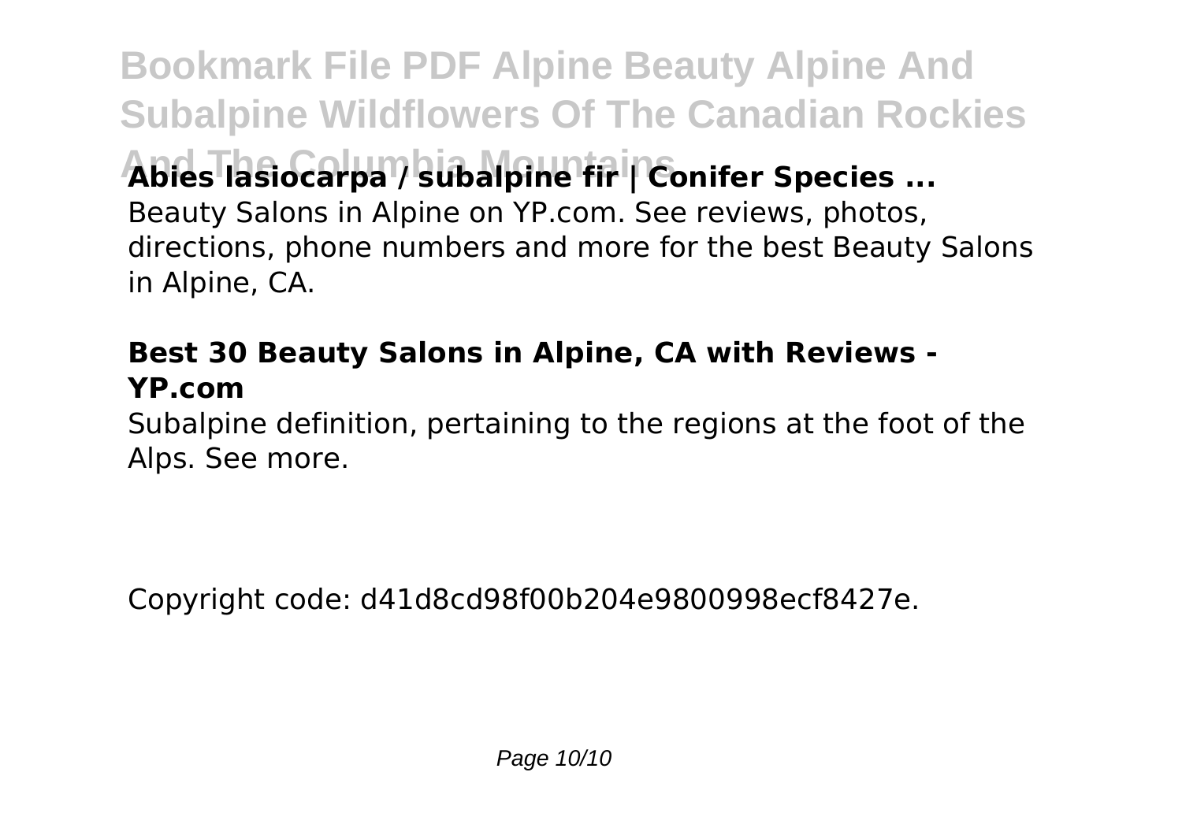**Abies lasiocarpa / subalpine fir | Conifer Species ...**

Beauty Salons in Alpine on YP.com. See reviews, photos, directions, phone numbers and more for the best Beauty Salons in Alpine, CA.

**Best 30 Beauty Salons in Alpine, CA with Reviews - YP.com**

Subalpine definition, pertaining to the regions at the foot of the Alps. See more.

Copyright code: d41d8cd98f00b204e9800998ecf8427e.